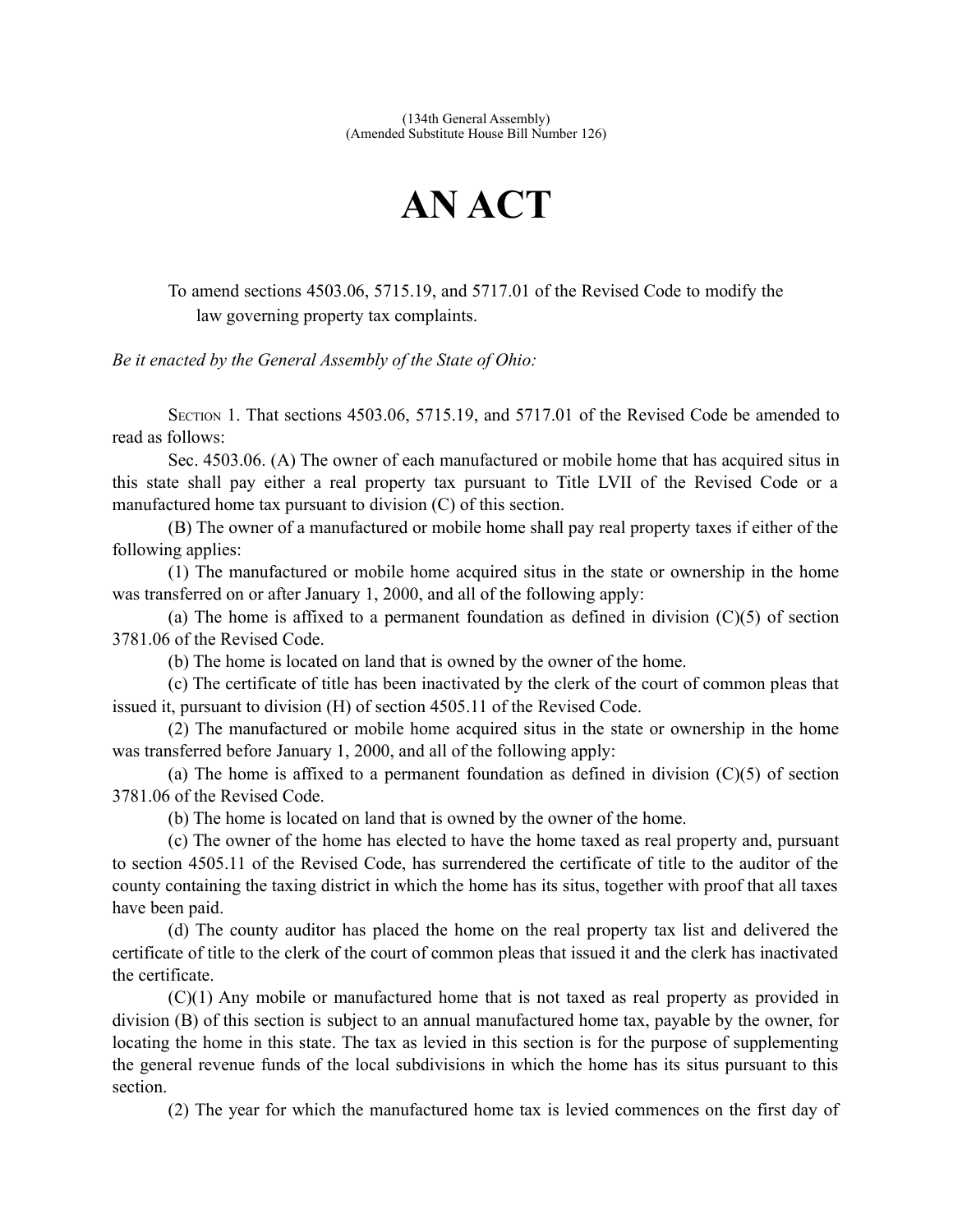(134th General Assembly)
(Amended Substitute House Bill Number 126)

# AN ACT

To amend sections 4503.06, 5715.19, and 5717.01 of the Revised Code to modify the law governing property tax complaints.

*Be it enacted by the General Assembly of the State of Ohio:*

SECTION 1. That sections 4503.06, 5715.19, and 5717.01 of the Revised Code be amended to read as follows:

Sec. 4503.06. (A) The owner of each manufactured or mobile home that has acquired situs in this state shall pay either a real property tax pursuant to Title LVII of the Revised Code or a manufactured home tax pursuant to division (C) of this section.

(B) The owner of a manufactured or mobile home shall pay real property taxes if either of the following applies:

(1) The manufactured or mobile home acquired situs in the state or ownership in the home was transferred on or after January 1, 2000, and all of the following apply:

(a) The home is affixed to a permanent foundation as defined in division (C)(5) of section 3781.06 of the Revised Code.

(b) The home is located on land that is owned by the owner of the home.

(c) The certificate of title has been inactivated by the clerk of the court of common pleas that issued it, pursuant to division (H) of section 4505.11 of the Revised Code.

(2) The manufactured or mobile home acquired situs in the state or ownership in the home was transferred before January 1, 2000, and all of the following apply:

(a) The home is affixed to a permanent foundation as defined in division (C)(5) of section 3781.06 of the Revised Code.

(b) The home is located on land that is owned by the owner of the home.

(c) The owner of the home has elected to have the home taxed as real property and, pursuant to section 4505.11 of the Revised Code, has surrendered the certificate of title to the auditor of the county containing the taxing district in which the home has its situs, together with proof that all taxes have been paid.

(d) The county auditor has placed the home on the real property tax list and delivered the certificate of title to the clerk of the court of common pleas that issued it and the clerk has inactivated the certificate.

(C)(1) Any mobile or manufactured home that is not taxed as real property as provided in division (B) of this section is subject to an annual manufactured home tax, payable by the owner, for locating the home in this state. The tax as levied in this section is for the purpose of supplementing the general revenue funds of the local subdivisions in which the home has its situs pursuant to this section.

(2) The year for which the manufactured home tax is levied commences on the first day of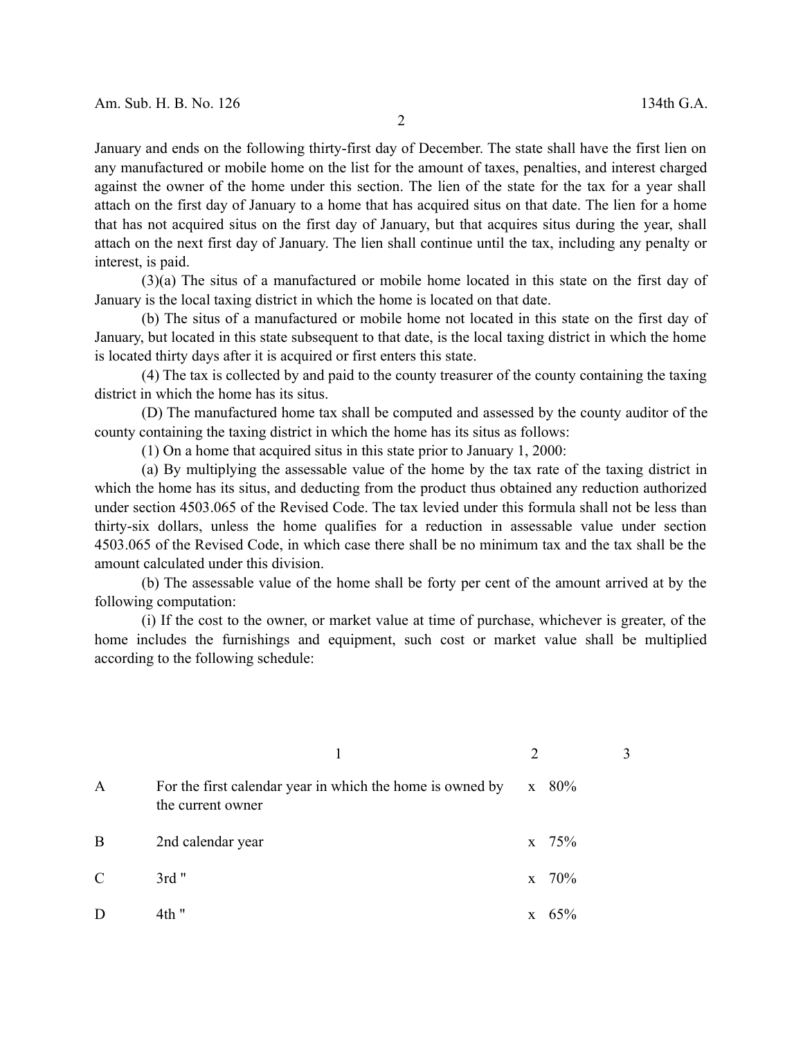January and ends on the following thirty-first day of December. The state shall have the first lien on any manufactured or mobile home on the list for the amount of taxes, penalties, and interest charged against the owner of the home under this section. The lien of the state for the tax for a year shall attach on the first day of January to a home that has acquired situs on that date. The lien for a home that has not acquired situs on the first day of January, but that acquires situs during the year, shall attach on the next first day of January. The lien shall continue until the tax, including any penalty or interest, is paid.

(3)(a) The situs of a manufactured or mobile home located in this state on the first day of January is the local taxing district in which the home is located on that date.

(b) The situs of a manufactured or mobile home not located in this state on the first day of January, but located in this state subsequent to that date, is the local taxing district in which the home is located thirty days after it is acquired or first enters this state.

(4) The tax is collected by and paid to the county treasurer of the county containing the taxing district in which the home has its situs.

(D) The manufactured home tax shall be computed and assessed by the county auditor of the county containing the taxing district in which the home has its situs as follows:

(1) On a home that acquired situs in this state prior to January 1, 2000:

(a) By multiplying the assessable value of the home by the tax rate of the taxing district in which the home has its situs, and deducting from the product thus obtained any reduction authorized under section 4503.065 of the Revised Code. The tax levied under this formula shall not be less than thirty-six dollars, unless the home qualifies for a reduction in assessable value under section 4503.065 of the Revised Code, in which case there shall be no minimum tax and the tax shall be the amount calculated under this division.

(b) The assessable value of the home shall be forty per cent of the amount arrived at by the following computation:

(i) If the cost to the owner, or market value at time of purchase, whichever is greater, of the home includes the furnishings and equipment, such cost or market value shall be multiplied according to the following schedule:

| | 1 | 2 | 3 |
|---|---|---|---|
| A | For the first calendar year in which the home is owned by the current owner | x 80% | |
| B | 2nd calendar year | x 75% | |
| C | 3rd " | x 70% | |
| D | 4th " | x 65% | |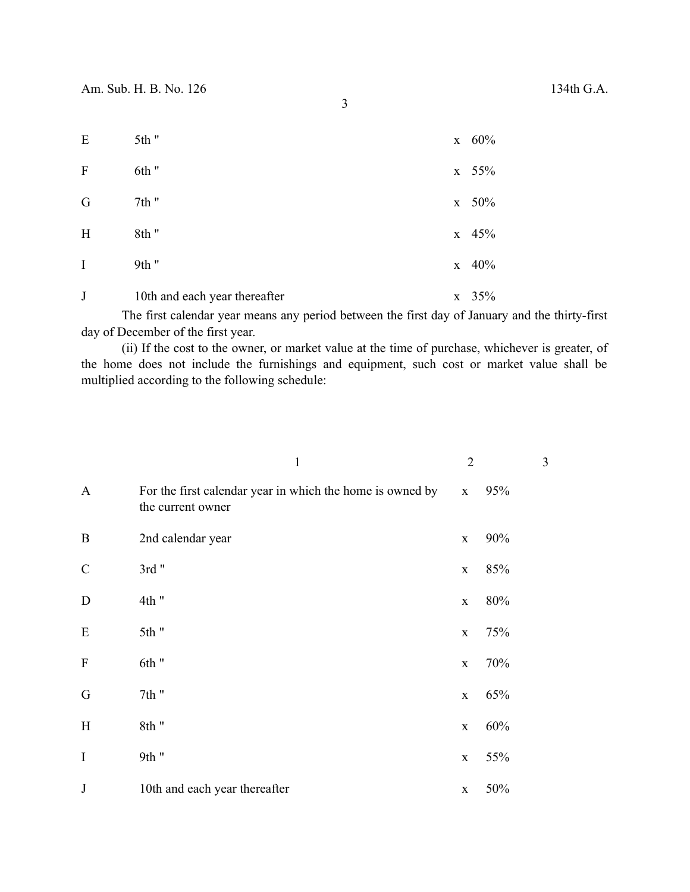| | | | |
|---|---|---|---|
| E | 5th " | x | 60% |
| F | 6th " | x | 55% |
| G | 7th " | x | 50% |
| H | 8th " | x | 45% |
| I | 9th " | x | 40% |
| J | 10th and each year thereafter | x | 35% |

The first calendar year means any period between the first day of January and the thirty-first day of December of the first year.

(ii) If the cost to the owner, or market value at the time of purchase, whichever is greater, of the home does not include the furnishings and equipment, such cost or market value shall be multiplied according to the following schedule:

| | 1 | 2 | 3 |
|---|---|---|---|
| A | For the first calendar year in which the home is owned by the current owner | x | 95% |
| B | 2nd calendar year | x | 90% |
| C | 3rd " | x | 85% |
| D | 4th " | x | 80% |
| E | 5th " | x | 75% |
| F | 6th " | x | 70% |
| G | 7th " | x | 65% |
| H | 8th " | x | 60% |
| I | 9th " | x | 55% |
| J | 10th and each year thereafter | x | 50% |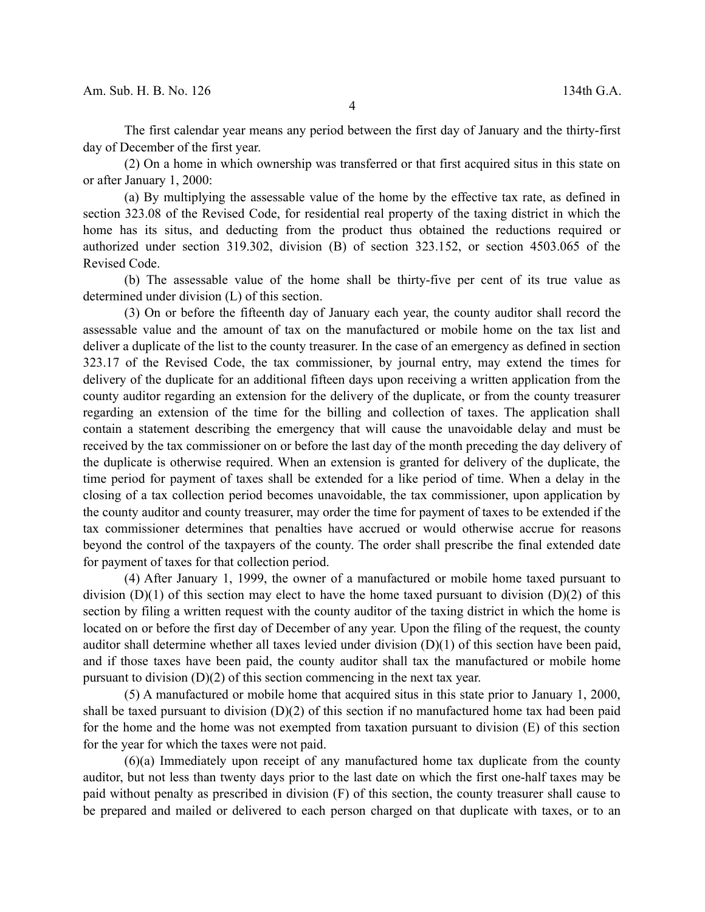The first calendar year means any period between the first day of January and the thirty-first day of December of the first year.

(2) On a home in which ownership was transferred or that first acquired situs in this state on or after January 1, 2000:

(a) By multiplying the assessable value of the home by the effective tax rate, as defined in section 323.08 of the Revised Code, for residential real property of the taxing district in which the home has its situs, and deducting from the product thus obtained the reductions required or authorized under section 319.302, division (B) of section 323.152, or section 4503.065 of the Revised Code.

(b) The assessable value of the home shall be thirty-five per cent of its true value as determined under division (L) of this section.

(3) On or before the fifteenth day of January each year, the county auditor shall record the assessable value and the amount of tax on the manufactured or mobile home on the tax list and deliver a duplicate of the list to the county treasurer. In the case of an emergency as defined in section 323.17 of the Revised Code, the tax commissioner, by journal entry, may extend the times for delivery of the duplicate for an additional fifteen days upon receiving a written application from the county auditor regarding an extension for the delivery of the duplicate, or from the county treasurer regarding an extension of the time for the billing and collection of taxes. The application shall contain a statement describing the emergency that will cause the unavoidable delay and must be received by the tax commissioner on or before the last day of the month preceding the day delivery of the duplicate is otherwise required. When an extension is granted for delivery of the duplicate, the time period for payment of taxes shall be extended for a like period of time. When a delay in the closing of a tax collection period becomes unavoidable, the tax commissioner, upon application by the county auditor and county treasurer, may order the time for payment of taxes to be extended if the tax commissioner determines that penalties have accrued or would otherwise accrue for reasons beyond the control of the taxpayers of the county. The order shall prescribe the final extended date for payment of taxes for that collection period.

(4) After January 1, 1999, the owner of a manufactured or mobile home taxed pursuant to division (D)(1) of this section may elect to have the home taxed pursuant to division (D)(2) of this section by filing a written request with the county auditor of the taxing district in which the home is located on or before the first day of December of any year. Upon the filing of the request, the county auditor shall determine whether all taxes levied under division (D)(1) of this section have been paid, and if those taxes have been paid, the county auditor shall tax the manufactured or mobile home pursuant to division (D)(2) of this section commencing in the next tax year.

(5) A manufactured or mobile home that acquired situs in this state prior to January 1, 2000, shall be taxed pursuant to division (D)(2) of this section if no manufactured home tax had been paid for the home and the home was not exempted from taxation pursuant to division (E) of this section for the year for which the taxes were not paid.

(6)(a) Immediately upon receipt of any manufactured home tax duplicate from the county auditor, but not less than twenty days prior to the last date on which the first one-half taxes may be paid without penalty as prescribed in division (F) of this section, the county treasurer shall cause to be prepared and mailed or delivered to each person charged on that duplicate with taxes, or to an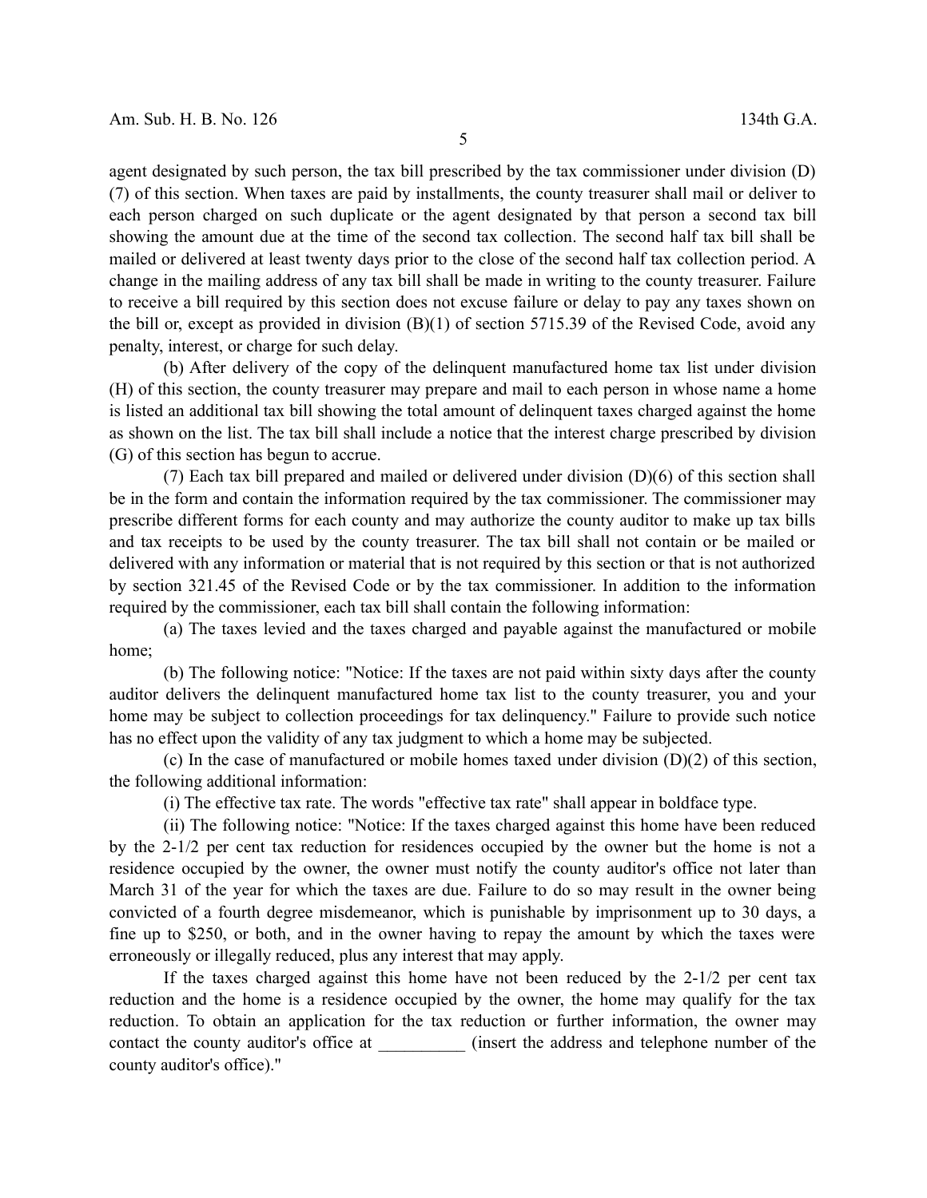agent designated by such person, the tax bill prescribed by the tax commissioner under division (D)(7) of this section. When taxes are paid by installments, the county treasurer shall mail or deliver to each person charged on such duplicate or the agent designated by that person a second tax bill showing the amount due at the time of the second tax collection. The second half tax bill shall be mailed or delivered at least twenty days prior to the close of the second half tax collection period. A change in the mailing address of any tax bill shall be made in writing to the county treasurer. Failure to receive a bill required by this section does not excuse failure or delay to pay any taxes shown on the bill or, except as provided in division (B)(1) of section 5715.39 of the Revised Code, avoid any penalty, interest, or charge for such delay.

(b) After delivery of the copy of the delinquent manufactured home tax list under division (H) of this section, the county treasurer may prepare and mail to each person in whose name a home is listed an additional tax bill showing the total amount of delinquent taxes charged against the home as shown on the list. The tax bill shall include a notice that the interest charge prescribed by division (G) of this section has begun to accrue.

(7) Each tax bill prepared and mailed or delivered under division (D)(6) of this section shall be in the form and contain the information required by the tax commissioner. The commissioner may prescribe different forms for each county and may authorize the county auditor to make up tax bills and tax receipts to be used by the county treasurer. The tax bill shall not contain or be mailed or delivered with any information or material that is not required by this section or that is not authorized by section 321.45 of the Revised Code or by the tax commissioner. In addition to the information required by the commissioner, each tax bill shall contain the following information:

(a) The taxes levied and the taxes charged and payable against the manufactured or mobile home;

(b) The following notice: "Notice: If the taxes are not paid within sixty days after the county auditor delivers the delinquent manufactured home tax list to the county treasurer, you and your home may be subject to collection proceedings for tax delinquency." Failure to provide such notice has no effect upon the validity of any tax judgment to which a home may be subjected.

(c) In the case of manufactured or mobile homes taxed under division (D)(2) of this section, the following additional information:

(i) The effective tax rate. The words "effective tax rate" shall appear in boldface type.

(ii) The following notice: "Notice: If the taxes charged against this home have been reduced by the 2-1/2 per cent tax reduction for residences occupied by the owner but the home is not a residence occupied by the owner, the owner must notify the county auditor's office not later than March 31 of the year for which the taxes are due. Failure to do so may result in the owner being convicted of a fourth degree misdemeanor, which is punishable by imprisonment up to 30 days, a fine up to $250, or both, and in the owner having to repay the amount by which the taxes were erroneously or illegally reduced, plus any interest that may apply.

If the taxes charged against this home have not been reduced by the 2-1/2 per cent tax reduction and the home is a residence occupied by the owner, the home may qualify for the tax reduction. To obtain an application for the tax reduction or further information, the owner may contact the county auditor's office at __________ (insert the address and telephone number of the county auditor's office)."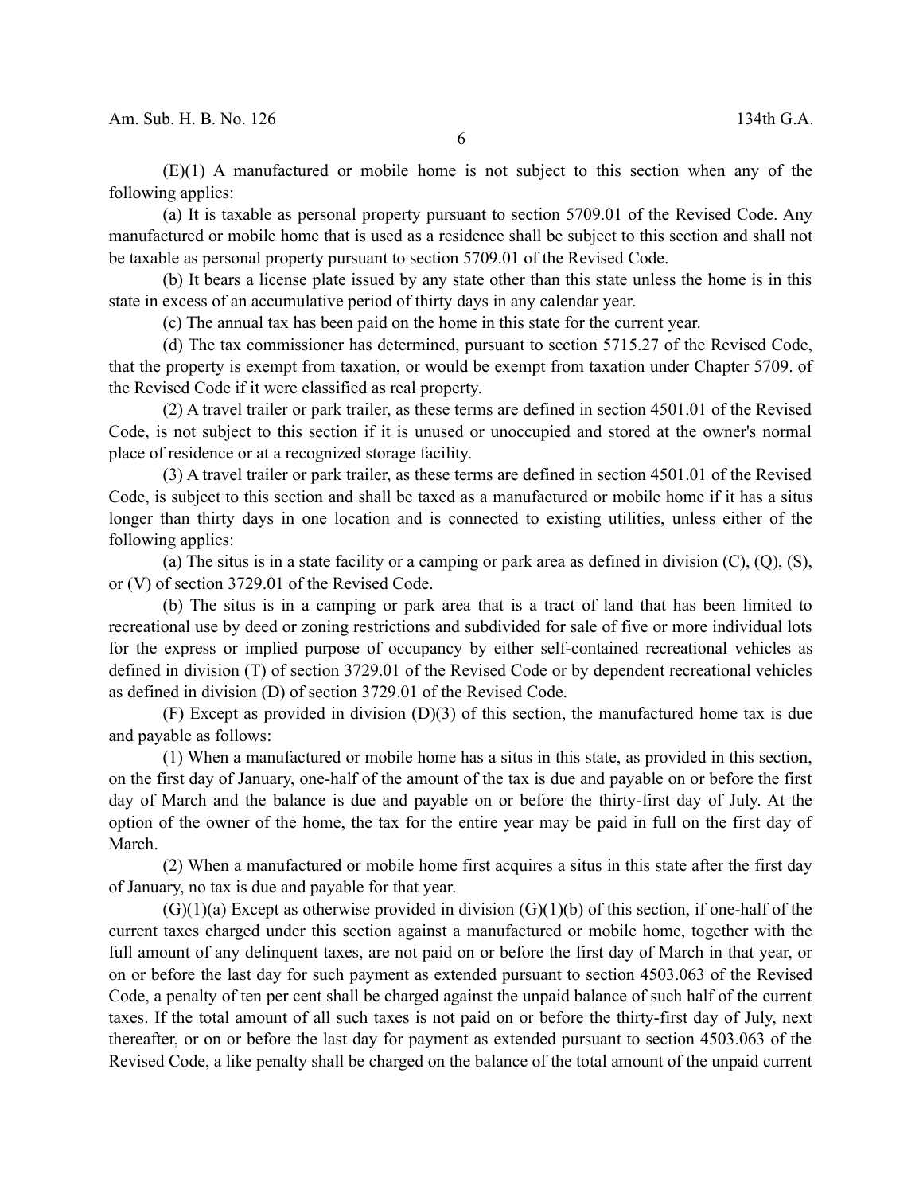(E)(1) A manufactured or mobile home is not subject to this section when any of the following applies:

(a) It is taxable as personal property pursuant to section 5709.01 of the Revised Code. Any manufactured or mobile home that is used as a residence shall be subject to this section and shall not be taxable as personal property pursuant to section 5709.01 of the Revised Code.

(b) It bears a license plate issued by any state other than this state unless the home is in this state in excess of an accumulative period of thirty days in any calendar year.

(c) The annual tax has been paid on the home in this state for the current year.

(d) The tax commissioner has determined, pursuant to section 5715.27 of the Revised Code, that the property is exempt from taxation, or would be exempt from taxation under Chapter 5709. of the Revised Code if it were classified as real property.

(2) A travel trailer or park trailer, as these terms are defined in section 4501.01 of the Revised Code, is not subject to this section if it is unused or unoccupied and stored at the owner's normal place of residence or at a recognized storage facility.

(3) A travel trailer or park trailer, as these terms are defined in section 4501.01 of the Revised Code, is subject to this section and shall be taxed as a manufactured or mobile home if it has a situs longer than thirty days in one location and is connected to existing utilities, unless either of the following applies:

(a) The situs is in a state facility or a camping or park area as defined in division (C), (Q), (S), or (V) of section 3729.01 of the Revised Code.

(b) The situs is in a camping or park area that is a tract of land that has been limited to recreational use by deed or zoning restrictions and subdivided for sale of five or more individual lots for the express or implied purpose of occupancy by either self-contained recreational vehicles as defined in division (T) of section 3729.01 of the Revised Code or by dependent recreational vehicles as defined in division (D) of section 3729.01 of the Revised Code.

(F) Except as provided in division (D)(3) of this section, the manufactured home tax is due and payable as follows:

(1) When a manufactured or mobile home has a situs in this state, as provided in this section, on the first day of January, one-half of the amount of the tax is due and payable on or before the first day of March and the balance is due and payable on or before the thirty-first day of July. At the option of the owner of the home, the tax for the entire year may be paid in full on the first day of March.

(2) When a manufactured or mobile home first acquires a situs in this state after the first day of January, no tax is due and payable for that year.

(G)(1)(a) Except as otherwise provided in division (G)(1)(b) of this section, if one-half of the current taxes charged under this section against a manufactured or mobile home, together with the full amount of any delinquent taxes, are not paid on or before the first day of March in that year, or on or before the last day for such payment as extended pursuant to section 4503.063 of the Revised Code, a penalty of ten per cent shall be charged against the unpaid balance of such half of the current taxes. If the total amount of all such taxes is not paid on or before the thirty-first day of July, next thereafter, or on or before the last day for payment as extended pursuant to section 4503.063 of the Revised Code, a like penalty shall be charged on the balance of the total amount of the unpaid current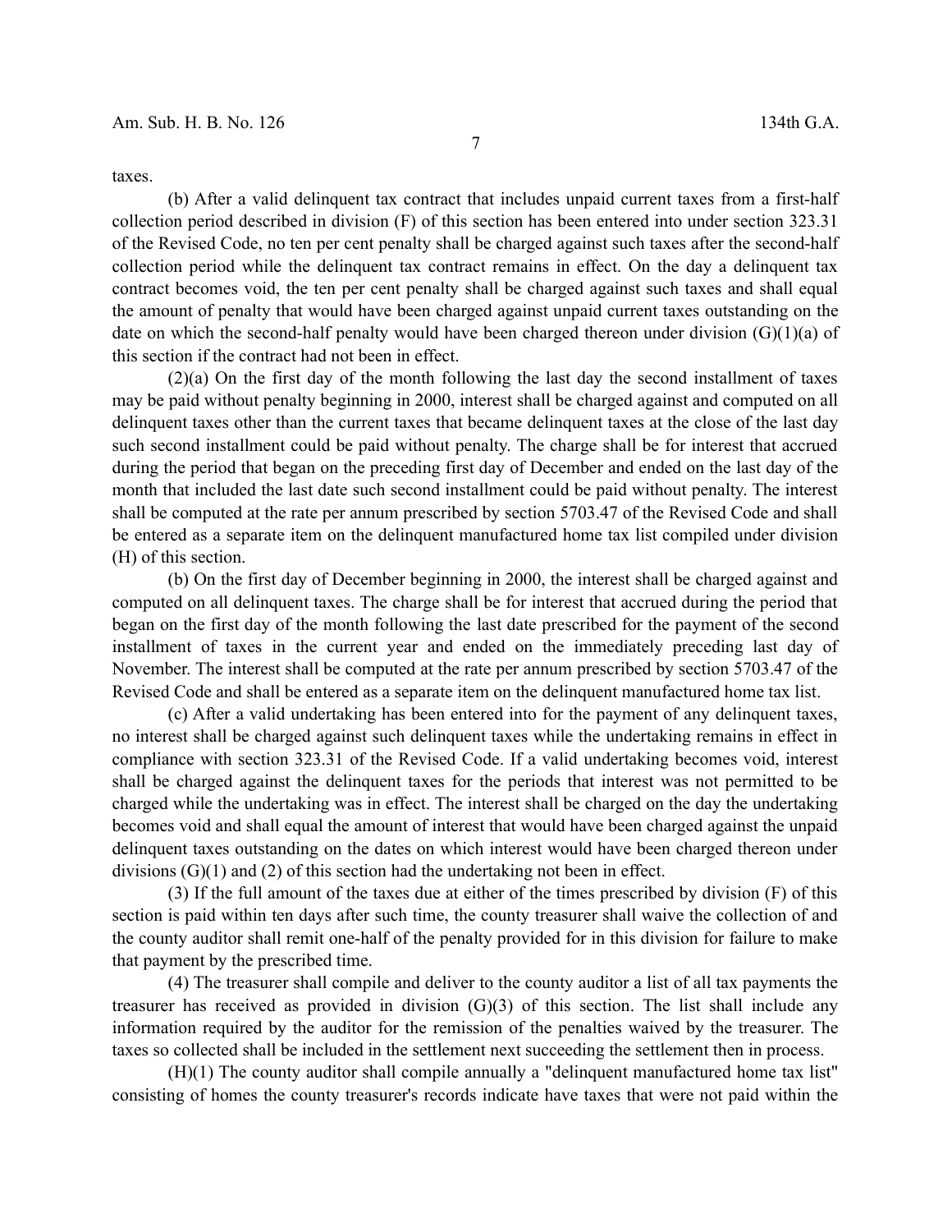taxes.

(b) After a valid delinquent tax contract that includes unpaid current taxes from a first-half collection period described in division (F) of this section has been entered into under section 323.31 of the Revised Code, no ten per cent penalty shall be charged against such taxes after the second-half collection period while the delinquent tax contract remains in effect. On the day a delinquent tax contract becomes void, the ten per cent penalty shall be charged against such taxes and shall equal the amount of penalty that would have been charged against unpaid current taxes outstanding on the date on which the second-half penalty would have been charged thereon under division (G)(1)(a) of this section if the contract had not been in effect.

(2)(a) On the first day of the month following the last day the second installment of taxes may be paid without penalty beginning in 2000, interest shall be charged against and computed on all delinquent taxes other than the current taxes that became delinquent taxes at the close of the last day such second installment could be paid without penalty. The charge shall be for interest that accrued during the period that began on the preceding first day of December and ended on the last day of the month that included the last date such second installment could be paid without penalty. The interest shall be computed at the rate per annum prescribed by section 5703.47 of the Revised Code and shall be entered as a separate item on the delinquent manufactured home tax list compiled under division (H) of this section.

(b) On the first day of December beginning in 2000, the interest shall be charged against and computed on all delinquent taxes. The charge shall be for interest that accrued during the period that began on the first day of the month following the last date prescribed for the payment of the second installment of taxes in the current year and ended on the immediately preceding last day of November. The interest shall be computed at the rate per annum prescribed by section 5703.47 of the Revised Code and shall be entered as a separate item on the delinquent manufactured home tax list.

(c) After a valid undertaking has been entered into for the payment of any delinquent taxes, no interest shall be charged against such delinquent taxes while the undertaking remains in effect in compliance with section 323.31 of the Revised Code. If a valid undertaking becomes void, interest shall be charged against the delinquent taxes for the periods that interest was not permitted to be charged while the undertaking was in effect. The interest shall be charged on the day the undertaking becomes void and shall equal the amount of interest that would have been charged against the unpaid delinquent taxes outstanding on the dates on which interest would have been charged thereon under divisions (G)(1) and (2) of this section had the undertaking not been in effect.

(3) If the full amount of the taxes due at either of the times prescribed by division (F) of this section is paid within ten days after such time, the county treasurer shall waive the collection of and the county auditor shall remit one-half of the penalty provided for in this division for failure to make that payment by the prescribed time.

(4) The treasurer shall compile and deliver to the county auditor a list of all tax payments the treasurer has received as provided in division (G)(3) of this section. The list shall include any information required by the auditor for the remission of the penalties waived by the treasurer. The taxes so collected shall be included in the settlement next succeeding the settlement then in process.

(H)(1) The county auditor shall compile annually a "delinquent manufactured home tax list" consisting of homes the county treasurer's records indicate have taxes that were not paid within the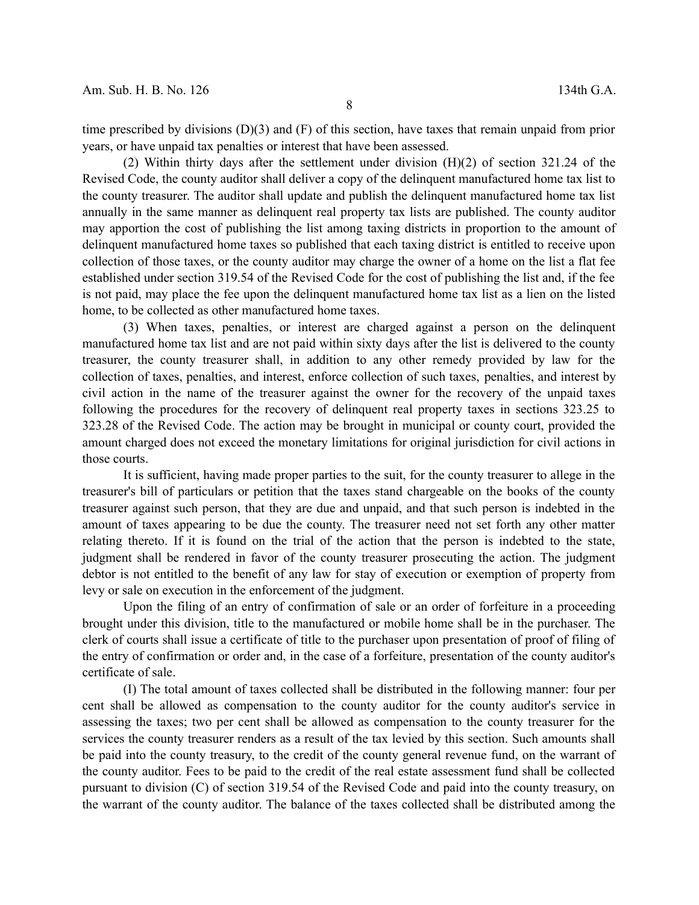time prescribed by divisions (D)(3) and (F) of this section, have taxes that remain unpaid from prior years, or have unpaid tax penalties or interest that have been assessed.

(2) Within thirty days after the settlement under division (H)(2) of section 321.24 of the Revised Code, the county auditor shall deliver a copy of the delinquent manufactured home tax list to the county treasurer. The auditor shall update and publish the delinquent manufactured home tax list annually in the same manner as delinquent real property tax lists are published. The county auditor may apportion the cost of publishing the list among taxing districts in proportion to the amount of delinquent manufactured home taxes so published that each taxing district is entitled to receive upon collection of those taxes, or the county auditor may charge the owner of a home on the list a flat fee established under section 319.54 of the Revised Code for the cost of publishing the list and, if the fee is not paid, may place the fee upon the delinquent manufactured home tax list as a lien on the listed home, to be collected as other manufactured home taxes.

(3) When taxes, penalties, or interest are charged against a person on the delinquent manufactured home tax list and are not paid within sixty days after the list is delivered to the county treasurer, the county treasurer shall, in addition to any other remedy provided by law for the collection of taxes, penalties, and interest, enforce collection of such taxes, penalties, and interest by civil action in the name of the treasurer against the owner for the recovery of the unpaid taxes following the procedures for the recovery of delinquent real property taxes in sections 323.25 to 323.28 of the Revised Code. The action may be brought in municipal or county court, provided the amount charged does not exceed the monetary limitations for original jurisdiction for civil actions in those courts.

It is sufficient, having made proper parties to the suit, for the county treasurer to allege in the treasurer's bill of particulars or petition that the taxes stand chargeable on the books of the county treasurer against such person, that they are due and unpaid, and that such person is indebted in the amount of taxes appearing to be due the county. The treasurer need not set forth any other matter relating thereto. If it is found on the trial of the action that the person is indebted to the state, judgment shall be rendered in favor of the county treasurer prosecuting the action. The judgment debtor is not entitled to the benefit of any law for stay of execution or exemption of property from levy or sale on execution in the enforcement of the judgment.

Upon the filing of an entry of confirmation of sale or an order of forfeiture in a proceeding brought under this division, title to the manufactured or mobile home shall be in the purchaser. The clerk of courts shall issue a certificate of title to the purchaser upon presentation of proof of filing of the entry of confirmation or order and, in the case of a forfeiture, presentation of the county auditor's certificate of sale.

(I) The total amount of taxes collected shall be distributed in the following manner: four per cent shall be allowed as compensation to the county auditor for the county auditor's service in assessing the taxes; two per cent shall be allowed as compensation to the county treasurer for the services the county treasurer renders as a result of the tax levied by this section. Such amounts shall be paid into the county treasury, to the credit of the county general revenue fund, on the warrant of the county auditor. Fees to be paid to the credit of the real estate assessment fund shall be collected pursuant to division (C) of section 319.54 of the Revised Code and paid into the county treasury, on the warrant of the county auditor. The balance of the taxes collected shall be distributed among the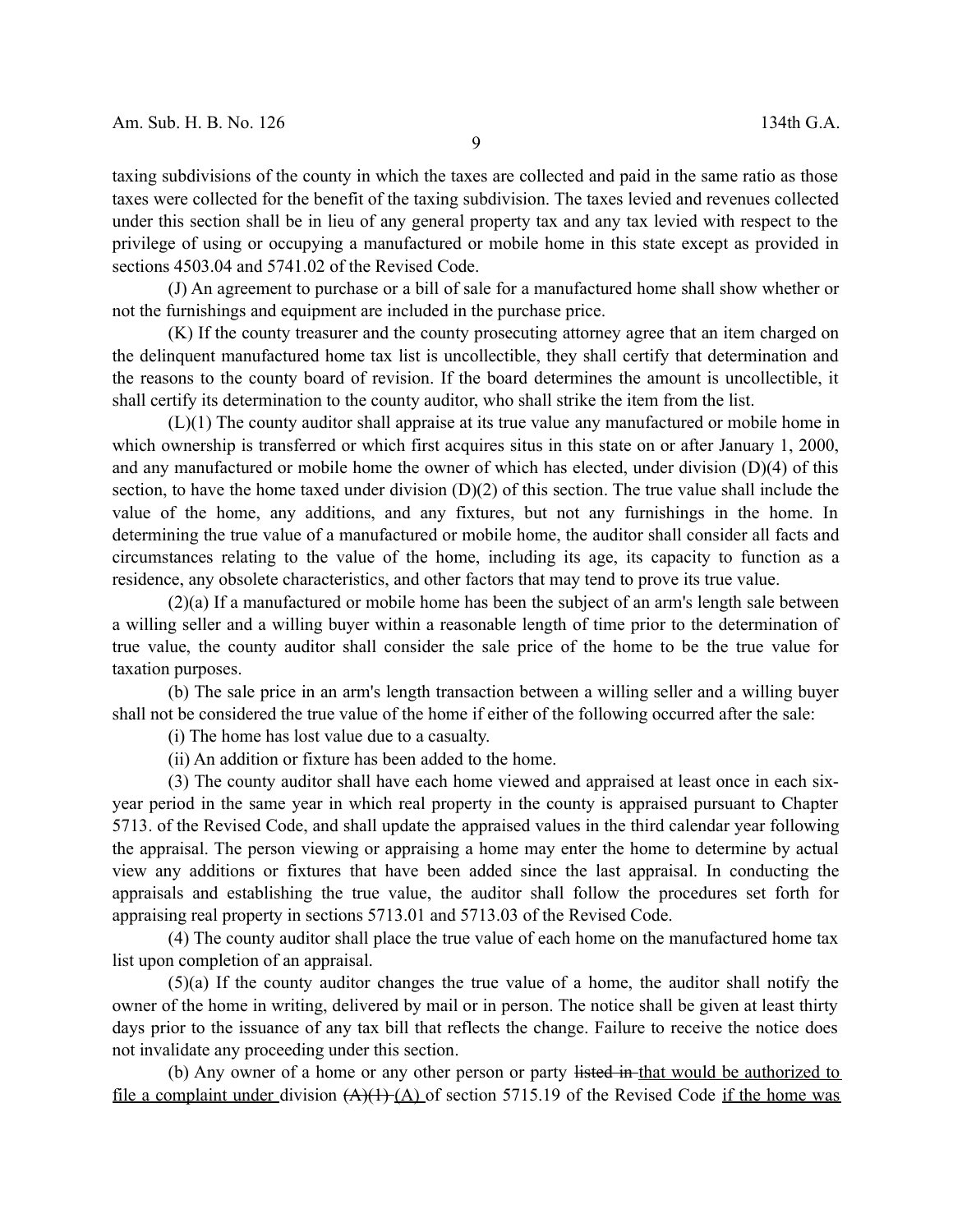taxing subdivisions of the county in which the taxes are collected and paid in the same ratio as those taxes were collected for the benefit of the taxing subdivision. The taxes levied and revenues collected under this section shall be in lieu of any general property tax and any tax levied with respect to the privilege of using or occupying a manufactured or mobile home in this state except as provided in sections 4503.04 and 5741.02 of the Revised Code.

(J) An agreement to purchase or a bill of sale for a manufactured home shall show whether or not the furnishings and equipment are included in the purchase price.

(K) If the county treasurer and the county prosecuting attorney agree that an item charged on the delinquent manufactured home tax list is uncollectible, they shall certify that determination and the reasons to the county board of revision. If the board determines the amount is uncollectible, it shall certify its determination to the county auditor, who shall strike the item from the list.

(L)(1) The county auditor shall appraise at its true value any manufactured or mobile home in which ownership is transferred or which first acquires situs in this state on or after January 1, 2000, and any manufactured or mobile home the owner of which has elected, under division (D)(4) of this section, to have the home taxed under division (D)(2) of this section. The true value shall include the value of the home, any additions, and any fixtures, but not any furnishings in the home. In determining the true value of a manufactured or mobile home, the auditor shall consider all facts and circumstances relating to the value of the home, including its age, its capacity to function as a residence, any obsolete characteristics, and other factors that may tend to prove its true value.

(2)(a) If a manufactured or mobile home has been the subject of an arm's length sale between a willing seller and a willing buyer within a reasonable length of time prior to the determination of true value, the county auditor shall consider the sale price of the home to be the true value for taxation purposes.

(b) The sale price in an arm's length transaction between a willing seller and a willing buyer shall not be considered the true value of the home if either of the following occurred after the sale:

(i) The home has lost value due to a casualty.

(ii) An addition or fixture has been added to the home.

(3) The county auditor shall have each home viewed and appraised at least once in each six-year period in the same year in which real property in the county is appraised pursuant to Chapter 5713. of the Revised Code, and shall update the appraised values in the third calendar year following the appraisal. The person viewing or appraising a home may enter the home to determine by actual view any additions or fixtures that have been added since the last appraisal. In conducting the appraisals and establishing the true value, the auditor shall follow the procedures set forth for appraising real property in sections 5713.01 and 5713.03 of the Revised Code.

(4) The county auditor shall place the true value of each home on the manufactured home tax list upon completion of an appraisal.

(5)(a) If the county auditor changes the true value of a home, the auditor shall notify the owner of the home in writing, delivered by mail or in person. The notice shall be given at least thirty days prior to the issuance of any tax bill that reflects the change. Failure to receive the notice does not invalidate any proceeding under this section.

(b) Any owner of a home or any other person or party ~~listed in~~ <u>that would be authorized to file a complaint under</u> division ~~(A)(1)~~ <u>(A)</u> of section 5715.19 of the Revised Code <u>if the home was</u>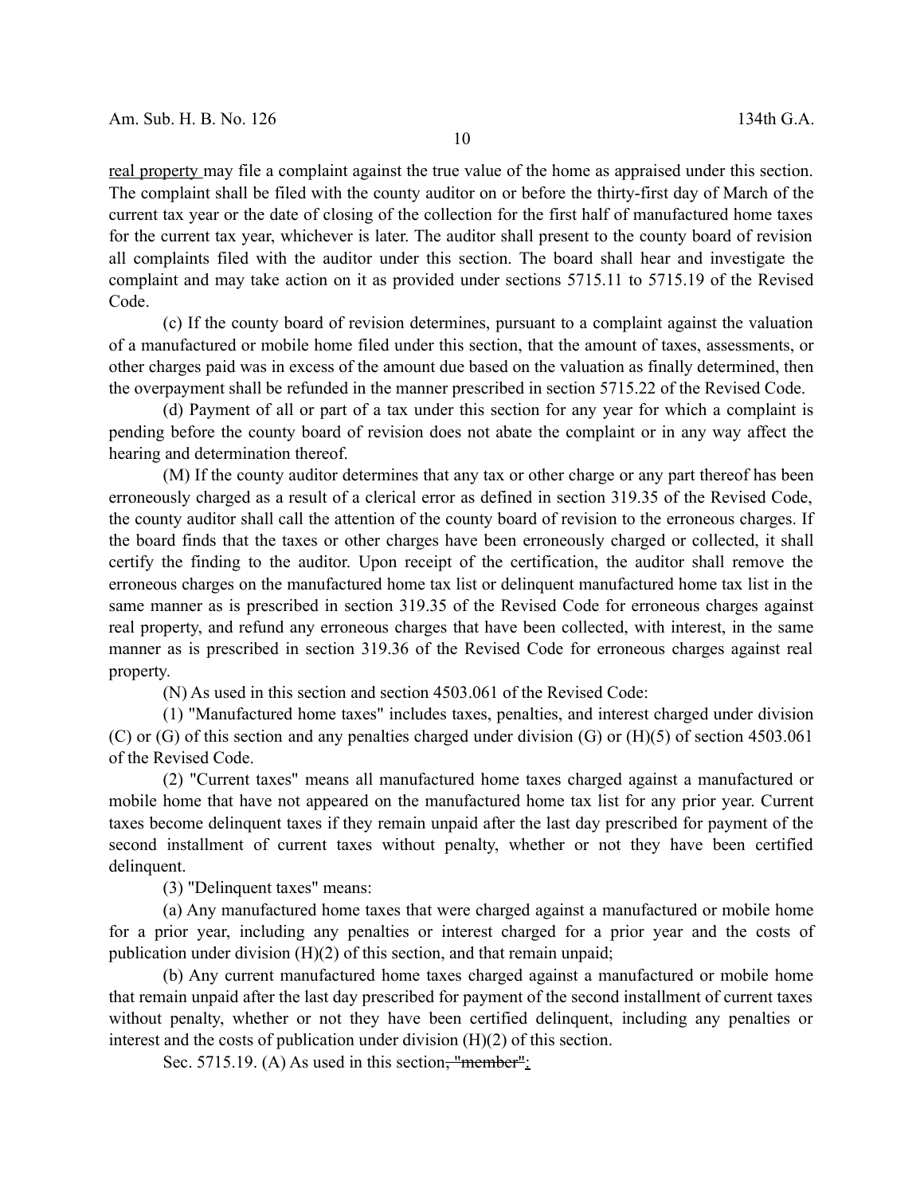real property may file a complaint against the true value of the home as appraised under this section. The complaint shall be filed with the county auditor on or before the thirty-first day of March of the current tax year or the date of closing of the collection for the first half of manufactured home taxes for the current tax year, whichever is later. The auditor shall present to the county board of revision all complaints filed with the auditor under this section. The board shall hear and investigate the complaint and may take action on it as provided under sections 5715.11 to 5715.19 of the Revised Code.

(c) If the county board of revision determines, pursuant to a complaint against the valuation of a manufactured or mobile home filed under this section, that the amount of taxes, assessments, or other charges paid was in excess of the amount due based on the valuation as finally determined, then the overpayment shall be refunded in the manner prescribed in section 5715.22 of the Revised Code.

(d) Payment of all or part of a tax under this section for any year for which a complaint is pending before the county board of revision does not abate the complaint or in any way affect the hearing and determination thereof.

(M) If the county auditor determines that any tax or other charge or any part thereof has been erroneously charged as a result of a clerical error as defined in section 319.35 of the Revised Code, the county auditor shall call the attention of the county board of revision to the erroneous charges. If the board finds that the taxes or other charges have been erroneously charged or collected, it shall certify the finding to the auditor. Upon receipt of the certification, the auditor shall remove the erroneous charges on the manufactured home tax list or delinquent manufactured home tax list in the same manner as is prescribed in section 319.35 of the Revised Code for erroneous charges against real property, and refund any erroneous charges that have been collected, with interest, in the same manner as is prescribed in section 319.36 of the Revised Code for erroneous charges against real property.

(N) As used in this section and section 4503.061 of the Revised Code:

(1) "Manufactured home taxes" includes taxes, penalties, and interest charged under division (C) or (G) of this section and any penalties charged under division (G) or (H)(5) of section 4503.061 of the Revised Code.

(2) "Current taxes" means all manufactured home taxes charged against a manufactured or mobile home that have not appeared on the manufactured home tax list for any prior year. Current taxes become delinquent taxes if they remain unpaid after the last day prescribed for payment of the second installment of current taxes without penalty, whether or not they have been certified delinquent.

(3) "Delinquent taxes" means:

(a) Any manufactured home taxes that were charged against a manufactured or mobile home for a prior year, including any penalties or interest charged for a prior year and the costs of publication under division (H)(2) of this section, and that remain unpaid;

(b) Any current manufactured home taxes charged against a manufactured or mobile home that remain unpaid after the last day prescribed for payment of the second installment of current taxes without penalty, whether or not they have been certified delinquent, including any penalties or interest and the costs of publication under division (H)(2) of this section.

Sec. 5715.19. (A) As used in this section~~, "member"~~: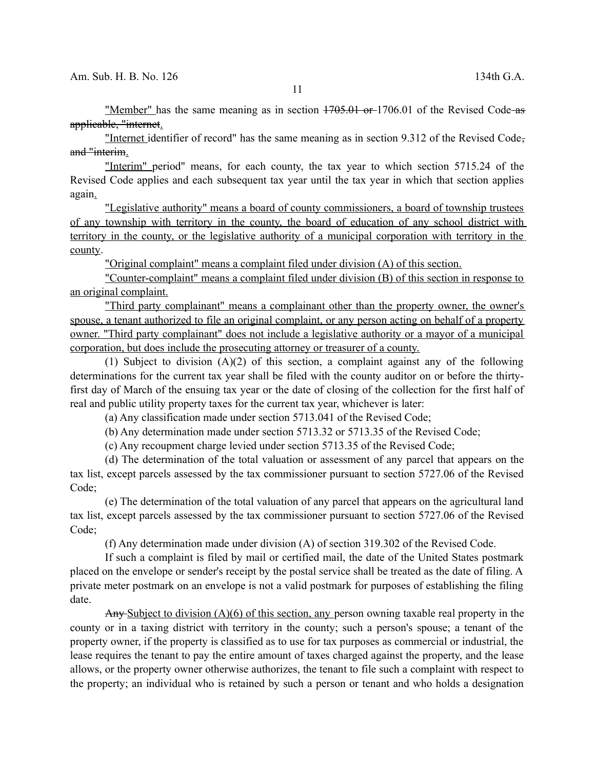"Member" has the same meaning as in section 1705.01 or 1706.01 of the Revised Code as applicable, "internet.

"Internet identifier of record" has the same meaning as in section 9.312 of the Revised Code, and "interim.

"Interim" period" means, for each county, the tax year to which section 5715.24 of the Revised Code applies and each subsequent tax year until the tax year in which that section applies again.

"Legislative authority" means a board of county commissioners, a board of township trustees of any township with territory in the county, the board of education of any school district with territory in the county, or the legislative authority of a municipal corporation with territory in the county.

"Original complaint" means a complaint filed under division (A) of this section.

"Counter-complaint" means a complaint filed under division (B) of this section in response to an original complaint.

"Third party complainant" means a complainant other than the property owner, the owner's spouse, a tenant authorized to file an original complaint, or any person acting on behalf of a property owner. "Third party complainant" does not include a legislative authority or a mayor of a municipal corporation, but does include the prosecuting attorney or treasurer of a county.

(1) Subject to division (A)(2) of this section, a complaint against any of the following determinations for the current tax year shall be filed with the county auditor on or before the thirty-first day of March of the ensuing tax year or the date of closing of the collection for the first half of real and public utility property taxes for the current tax year, whichever is later:

(a) Any classification made under section 5713.041 of the Revised Code;

(b) Any determination made under section 5713.32 or 5713.35 of the Revised Code;

(c) Any recoupment charge levied under section 5713.35 of the Revised Code;

(d) The determination of the total valuation or assessment of any parcel that appears on the tax list, except parcels assessed by the tax commissioner pursuant to section 5727.06 of the Revised Code;

(e) The determination of the total valuation of any parcel that appears on the agricultural land tax list, except parcels assessed by the tax commissioner pursuant to section 5727.06 of the Revised Code;

(f) Any determination made under division (A) of section 319.302 of the Revised Code.

If such a complaint is filed by mail or certified mail, the date of the United States postmark placed on the envelope or sender's receipt by the postal service shall be treated as the date of filing. A private meter postmark on an envelope is not a valid postmark for purposes of establishing the filing date.

Any Subject to division (A)(6) of this section, any person owning taxable real property in the county or in a taxing district with territory in the county; such a person's spouse; a tenant of the property owner, if the property is classified as to use for tax purposes as commercial or industrial, the lease requires the tenant to pay the entire amount of taxes charged against the property, and the lease allows, or the property owner otherwise authorizes, the tenant to file such a complaint with respect to the property; an individual who is retained by such a person or tenant and who holds a designation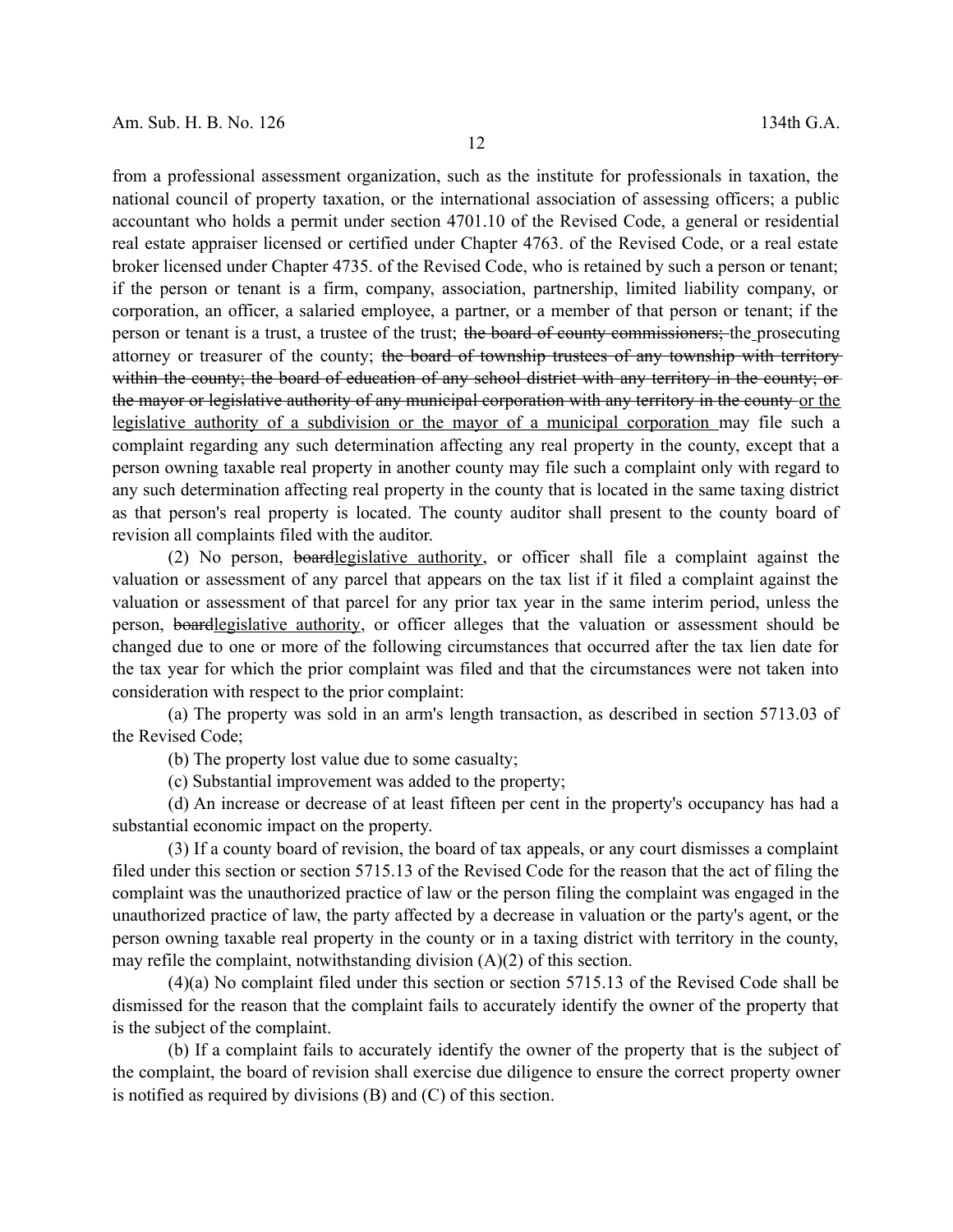from a professional assessment organization, such as the institute for professionals in taxation, the national council of property taxation, or the international association of assessing officers; a public accountant who holds a permit under section 4701.10 of the Revised Code, a general or residential real estate appraiser licensed or certified under Chapter 4763. of the Revised Code, or a real estate broker licensed under Chapter 4735. of the Revised Code, who is retained by such a person or tenant; if the person or tenant is a firm, company, association, partnership, limited liability company, or corporation, an officer, a salaried employee, a partner, or a member of that person or tenant; if the person or tenant is a trust, a trustee of the trust; ~~the board of county commissioners;~~ the prosecuting attorney or treasurer of the county; ~~the board of township trustees of any township with territory within the county; the board of education of any school district with any territory in the county; or the mayor or legislative authority of any municipal corporation with any territory in the county~~ <u>or the legislative authority of a subdivision or the mayor of a municipal corporation</u> may file such a complaint regarding any such determination affecting any real property in the county, except that a person owning taxable real property in another county may file such a complaint only with regard to any such determination affecting real property in the county that is located in the same taxing district as that person's real property is located. The county auditor shall present to the county board of revision all complaints filed with the auditor.

(2) No person, ~~board~~<u>legislative authority</u>, or officer shall file a complaint against the valuation or assessment of any parcel that appears on the tax list if it filed a complaint against the valuation or assessment of that parcel for any prior tax year in the same interim period, unless the person, ~~board~~<u>legislative authority</u>, or officer alleges that the valuation or assessment should be changed due to one or more of the following circumstances that occurred after the tax lien date for the tax year for which the prior complaint was filed and that the circumstances were not taken into consideration with respect to the prior complaint:

(a) The property was sold in an arm's length transaction, as described in section 5713.03 of the Revised Code;

(b) The property lost value due to some casualty;

(c) Substantial improvement was added to the property;

(d) An increase or decrease of at least fifteen per cent in the property's occupancy has had a substantial economic impact on the property.

(3) If a county board of revision, the board of tax appeals, or any court dismisses a complaint filed under this section or section 5715.13 of the Revised Code for the reason that the act of filing the complaint was the unauthorized practice of law or the person filing the complaint was engaged in the unauthorized practice of law, the party affected by a decrease in valuation or the party's agent, or the person owning taxable real property in the county or in a taxing district with territory in the county, may refile the complaint, notwithstanding division (A)(2) of this section.

(4)(a) No complaint filed under this section or section 5715.13 of the Revised Code shall be dismissed for the reason that the complaint fails to accurately identify the owner of the property that is the subject of the complaint.

(b) If a complaint fails to accurately identify the owner of the property that is the subject of the complaint, the board of revision shall exercise due diligence to ensure the correct property owner is notified as required by divisions (B) and (C) of this section.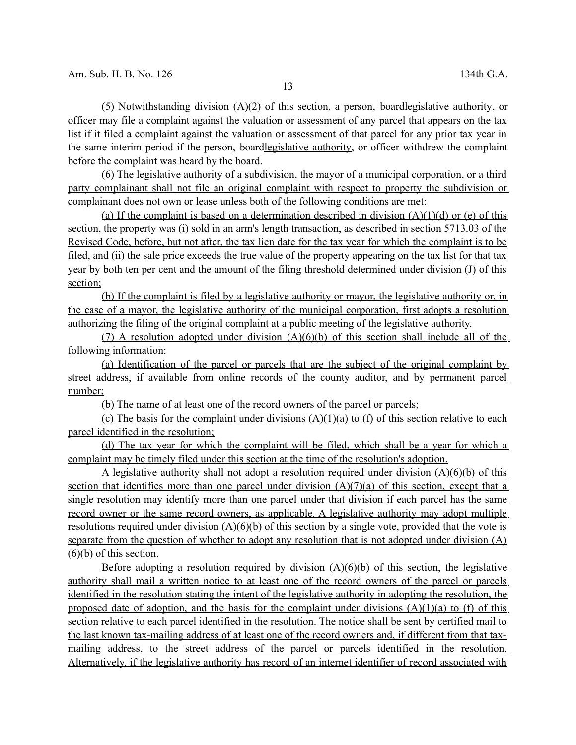(5) Notwithstanding division (A)(2) of this section, a person, ~~board~~legislative authority, or officer may file a complaint against the valuation or assessment of any parcel that appears on the tax list if it filed a complaint against the valuation or assessment of that parcel for any prior tax year in the same interim period if the person, ~~board~~legislative authority, or officer withdrew the complaint before the complaint was heard by the board.

(6) The legislative authority of a subdivision, the mayor of a municipal corporation, or a third party complainant shall not file an original complaint with respect to property the subdivision or complainant does not own or lease unless both of the following conditions are met:

(a) If the complaint is based on a determination described in division (A)(1)(d) or (e) of this section, the property was (i) sold in an arm's length transaction, as described in section 5713.03 of the Revised Code, before, but not after, the tax lien date for the tax year for which the complaint is to be filed, and (ii) the sale price exceeds the true value of the property appearing on the tax list for that tax year by both ten per cent and the amount of the filing threshold determined under division (J) of this section;

(b) If the complaint is filed by a legislative authority or mayor, the legislative authority or, in the case of a mayor, the legislative authority of the municipal corporation, first adopts a resolution authorizing the filing of the original complaint at a public meeting of the legislative authority.

(7) A resolution adopted under division (A)(6)(b) of this section shall include all of the following information:

(a) Identification of the parcel or parcels that are the subject of the original complaint by street address, if available from online records of the county auditor, and by permanent parcel number;

(b) The name of at least one of the record owners of the parcel or parcels;

(c) The basis for the complaint under divisions (A)(1)(a) to (f) of this section relative to each parcel identified in the resolution;

(d) The tax year for which the complaint will be filed, which shall be a year for which a complaint may be timely filed under this section at the time of the resolution's adoption.

A legislative authority shall not adopt a resolution required under division (A)(6)(b) of this section that identifies more than one parcel under division (A)(7)(a) of this section, except that a single resolution may identify more than one parcel under that division if each parcel has the same record owner or the same record owners, as applicable. A legislative authority may adopt multiple resolutions required under division (A)(6)(b) of this section by a single vote, provided that the vote is separate from the question of whether to adopt any resolution that is not adopted under division (A)(6)(b) of this section.

Before adopting a resolution required by division (A)(6)(b) of this section, the legislative authority shall mail a written notice to at least one of the record owners of the parcel or parcels identified in the resolution stating the intent of the legislative authority in adopting the resolution, the proposed date of adoption, and the basis for the complaint under divisions (A)(1)(a) to (f) of this section relative to each parcel identified in the resolution. The notice shall be sent by certified mail to the last known tax-mailing address of at least one of the record owners and, if different from that tax-mailing address, to the street address of the parcel or parcels identified in the resolution. Alternatively, if the legislative authority has record of an internet identifier of record associated with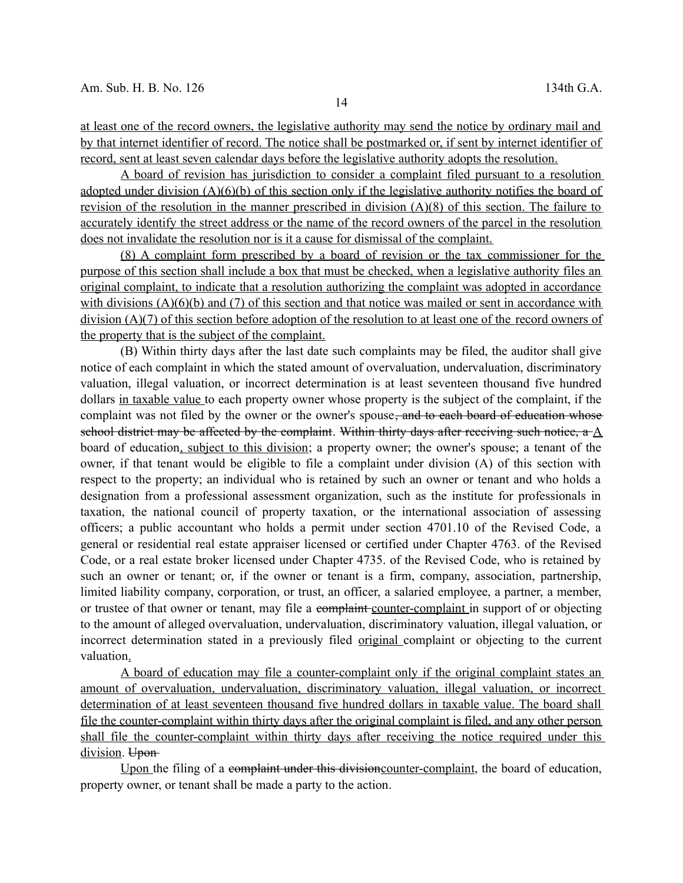at least one of the record owners, the legislative authority may send the notice by ordinary mail and by that internet identifier of record. The notice shall be postmarked or, if sent by internet identifier of record, sent at least seven calendar days before the legislative authority adopts the resolution.

A board of revision has jurisdiction to consider a complaint filed pursuant to a resolution adopted under division (A)(6)(b) of this section only if the legislative authority notifies the board of revision of the resolution in the manner prescribed in division (A)(8) of this section. The failure to accurately identify the street address or the name of the record owners of the parcel in the resolution does not invalidate the resolution nor is it a cause for dismissal of the complaint.

(8) A complaint form prescribed by a board of revision or the tax commissioner for the purpose of this section shall include a box that must be checked, when a legislative authority files an original complaint, to indicate that a resolution authorizing the complaint was adopted in accordance with divisions (A)(6)(b) and (7) of this section and that notice was mailed or sent in accordance with division (A)(7) of this section before adoption of the resolution to at least one of the record owners of the property that is the subject of the complaint.

(B) Within thirty days after the last date such complaints may be filed, the auditor shall give notice of each complaint in which the stated amount of overvaluation, undervaluation, discriminatory valuation, illegal valuation, or incorrect determination is at least seventeen thousand five hundred dollars in taxable value to each property owner whose property is the subject of the complaint, if the complaint was not filed by the owner or the owner's spouse, and to each board of education whose school district may be affected by the complaint. Within thirty days after receiving such notice, a A board of education, subject to this division; a property owner; the owner's spouse; a tenant of the owner, if that tenant would be eligible to file a complaint under division (A) of this section with respect to the property; an individual who is retained by such an owner or tenant and who holds a designation from a professional assessment organization, such as the institute for professionals in taxation, the national council of property taxation, or the international association of assessing officers; a public accountant who holds a permit under section 4701.10 of the Revised Code, a general or residential real estate appraiser licensed or certified under Chapter 4763. of the Revised Code, or a real estate broker licensed under Chapter 4735. of the Revised Code, who is retained by such an owner or tenant; or, if the owner or tenant is a firm, company, association, partnership, limited liability company, corporation, or trust, an officer, a salaried employee, a partner, a member, or trustee of that owner or tenant, may file a complaint counter-complaint in support of or objecting to the amount of alleged overvaluation, undervaluation, discriminatory valuation, illegal valuation, or incorrect determination stated in a previously filed original complaint or objecting to the current valuation.

A board of education may file a counter-complaint only if the original complaint states an amount of overvaluation, undervaluation, discriminatory valuation, illegal valuation, or incorrect determination of at least seventeen thousand five hundred dollars in taxable value. The board shall file the counter-complaint within thirty days after the original complaint is filed, and any other person shall file the counter-complaint within thirty days after receiving the notice required under this division. Upon

Upon the filing of a complaint under this division counter-complaint, the board of education, property owner, or tenant shall be made a party to the action.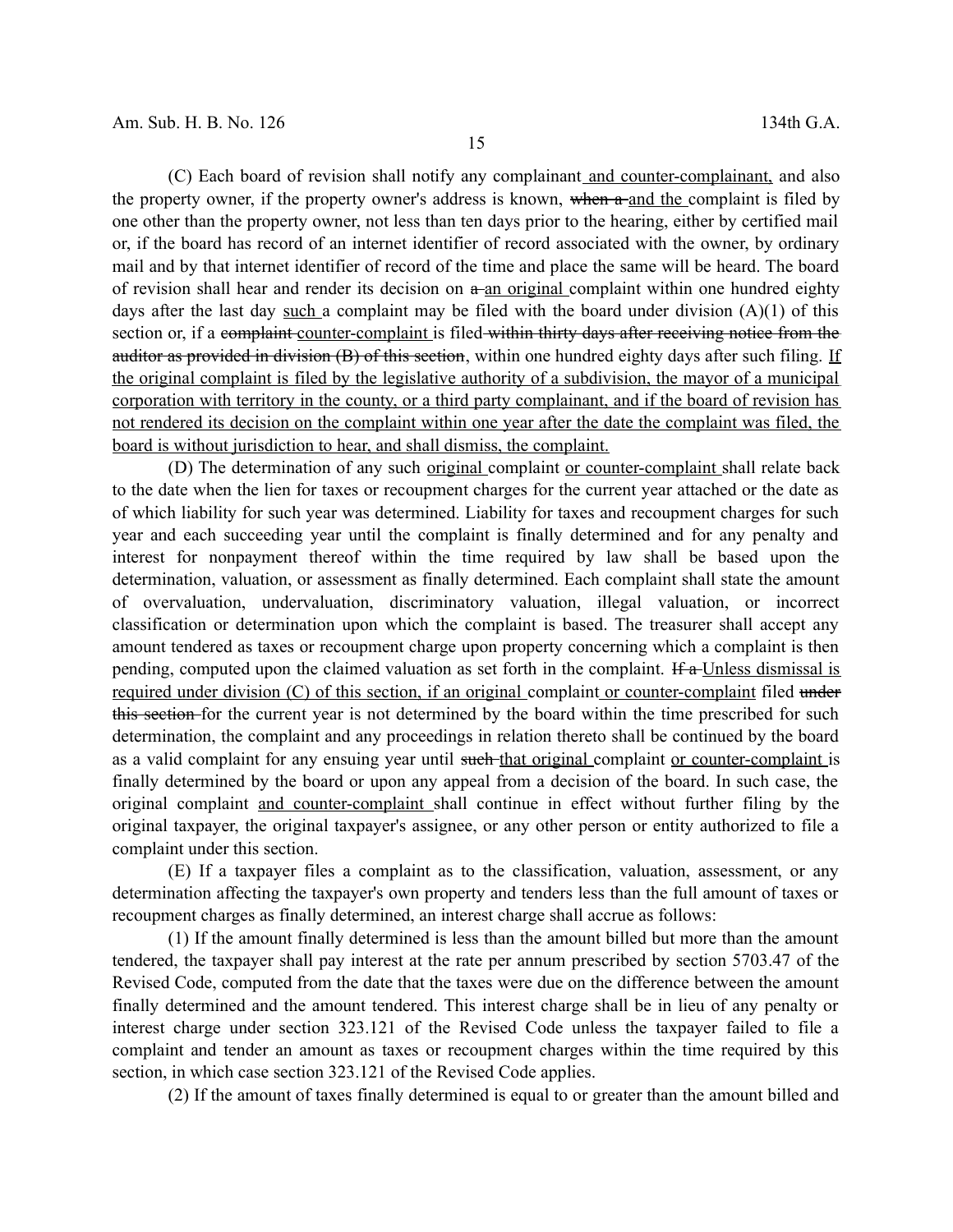(C) Each board of revision shall notify any complainant and counter-complainant, and also the property owner, if the property owner's address is known, ~~when a~~ and the complaint is filed by one other than the property owner, not less than ten days prior to the hearing, either by certified mail or, if the board has record of an internet identifier of record associated with the owner, by ordinary mail and by that internet identifier of record of the time and place the same will be heard. The board of revision shall hear and render its decision on ~~a~~ an original complaint within one hundred eighty days after the last day such a complaint may be filed with the board under division (A)(1) of this section or, if a ~~complaint~~ counter-complaint is filed ~~within thirty days after receiving notice from the auditor as provided in division (B) of this section~~, within one hundred eighty days after such filing. If the original complaint is filed by the legislative authority of a subdivision, the mayor of a municipal corporation with territory in the county, or a third party complainant, and if the board of revision has not rendered its decision on the complaint within one year after the date the complaint was filed, the board is without jurisdiction to hear, and shall dismiss, the complaint.

(D) The determination of any such original complaint or counter-complaint shall relate back to the date when the lien for taxes or recoupment charges for the current year attached or the date as of which liability for such year was determined. Liability for taxes and recoupment charges for such year and each succeeding year until the complaint is finally determined and for any penalty and interest for nonpayment thereof within the time required by law shall be based upon the determination, valuation, or assessment as finally determined. Each complaint shall state the amount of overvaluation, undervaluation, discriminatory valuation, illegal valuation, or incorrect classification or determination upon which the complaint is based. The treasurer shall accept any amount tendered as taxes or recoupment charge upon property concerning which a complaint is then pending, computed upon the claimed valuation as set forth in the complaint. ~~If a~~ Unless dismissal is required under division (C) of this section, if an original complaint or counter-complaint filed ~~under this section~~ for the current year is not determined by the board within the time prescribed for such determination, the complaint and any proceedings in relation thereto shall be continued by the board as a valid complaint for any ensuing year until ~~such~~ that original complaint or counter-complaint is finally determined by the board or upon any appeal from a decision of the board. In such case, the original complaint and counter-complaint shall continue in effect without further filing by the original taxpayer, the original taxpayer's assignee, or any other person or entity authorized to file a complaint under this section.

(E) If a taxpayer files a complaint as to the classification, valuation, assessment, or any determination affecting the taxpayer's own property and tenders less than the full amount of taxes or recoupment charges as finally determined, an interest charge shall accrue as follows:

(1) If the amount finally determined is less than the amount billed but more than the amount tendered, the taxpayer shall pay interest at the rate per annum prescribed by section 5703.47 of the Revised Code, computed from the date that the taxes were due on the difference between the amount finally determined and the amount tendered. This interest charge shall be in lieu of any penalty or interest charge under section 323.121 of the Revised Code unless the taxpayer failed to file a complaint and tender an amount as taxes or recoupment charges within the time required by this section, in which case section 323.121 of the Revised Code applies.

(2) If the amount of taxes finally determined is equal to or greater than the amount billed and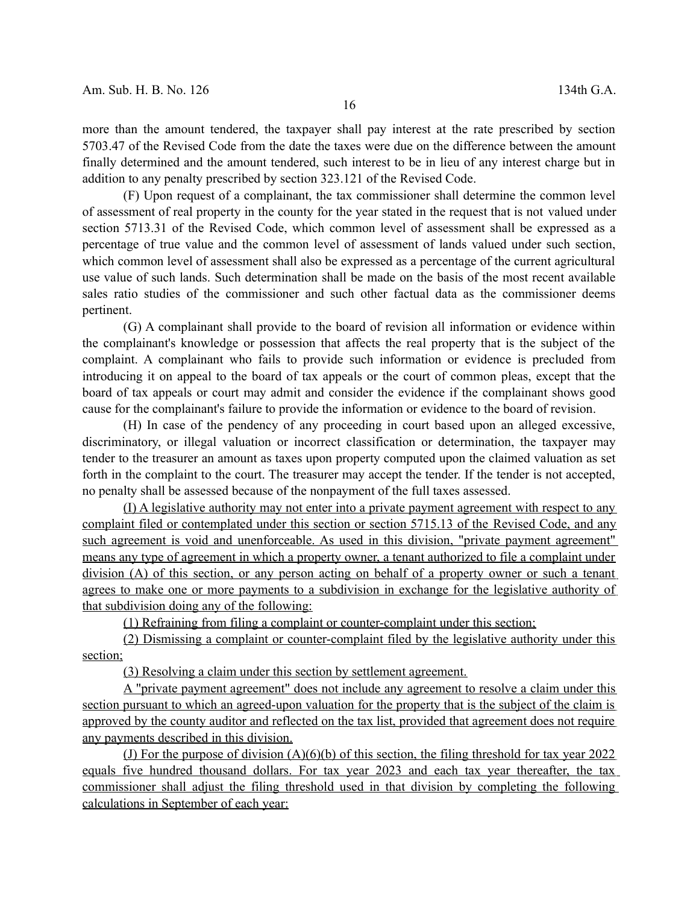more than the amount tendered, the taxpayer shall pay interest at the rate prescribed by section 5703.47 of the Revised Code from the date the taxes were due on the difference between the amount finally determined and the amount tendered, such interest to be in lieu of any interest charge but in addition to any penalty prescribed by section 323.121 of the Revised Code.

(F) Upon request of a complainant, the tax commissioner shall determine the common level of assessment of real property in the county for the year stated in the request that is not valued under section 5713.31 of the Revised Code, which common level of assessment shall be expressed as a percentage of true value and the common level of assessment of lands valued under such section, which common level of assessment shall also be expressed as a percentage of the current agricultural use value of such lands. Such determination shall be made on the basis of the most recent available sales ratio studies of the commissioner and such other factual data as the commissioner deems pertinent.

(G) A complainant shall provide to the board of revision all information or evidence within the complainant's knowledge or possession that affects the real property that is the subject of the complaint. A complainant who fails to provide such information or evidence is precluded from introducing it on appeal to the board of tax appeals or the court of common pleas, except that the board of tax appeals or court may admit and consider the evidence if the complainant shows good cause for the complainant's failure to provide the information or evidence to the board of revision.

(H) In case of the pendency of any proceeding in court based upon an alleged excessive, discriminatory, or illegal valuation or incorrect classification or determination, the taxpayer may tender to the treasurer an amount as taxes upon property computed upon the claimed valuation as set forth in the complaint to the court. The treasurer may accept the tender. If the tender is not accepted, no penalty shall be assessed because of the nonpayment of the full taxes assessed.

<u>(I) A legislative authority may not enter into a private payment agreement with respect to any complaint filed or contemplated under this section or section 5715.13 of the Revised Code, and any such agreement is void and unenforceable. As used in this division, "private payment agreement" means any type of agreement in which a property owner, a tenant authorized to file a complaint under division (A) of this section, or any person acting on behalf of a property owner or such a tenant agrees to make one or more payments to a subdivision in exchange for the legislative authority of that subdivision doing any of the following:</u>

<u>(1) Refraining from filing a complaint or counter-complaint under this section;</u>

<u>(2) Dismissing a complaint or counter-complaint filed by the legislative authority under this section;</u>

<u>(3) Resolving a claim under this section by settlement agreement.</u>

<u>A "private payment agreement" does not include any agreement to resolve a claim under this section pursuant to which an agreed-upon valuation for the property that is the subject of the claim is approved by the county auditor and reflected on the tax list, provided that agreement does not require any payments described in this division.</u>

<u>(J) For the purpose of division (A)(6)(b) of this section, the filing threshold for tax year 2022 equals five hundred thousand dollars. For tax year 2023 and each tax year thereafter, the tax commissioner shall adjust the filing threshold used in that division by completing the following calculations in September of each year:</u>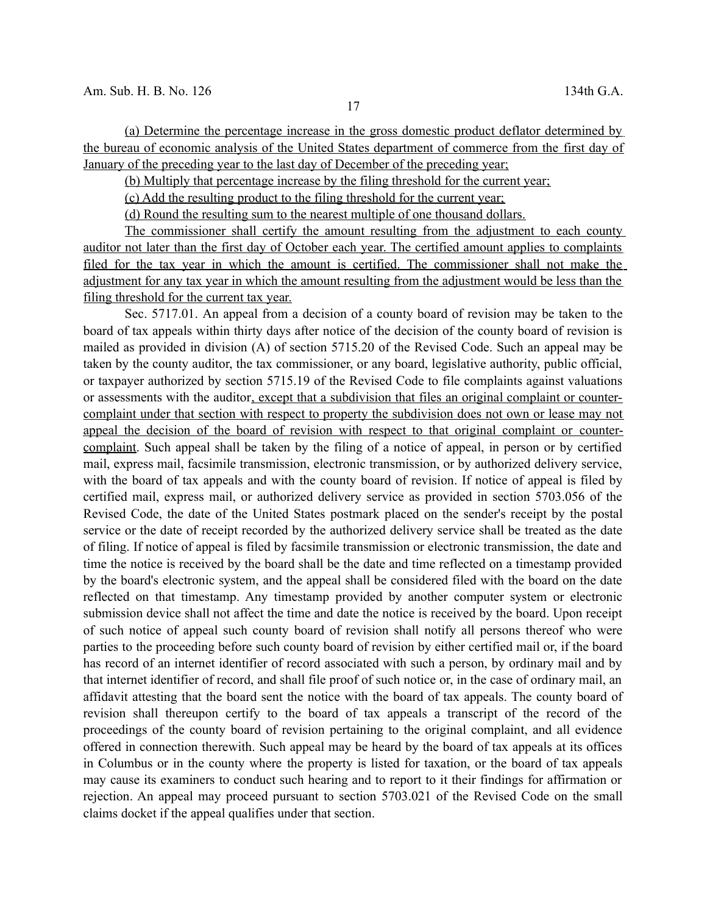(a) Determine the percentage increase in the gross domestic product deflator determined by the bureau of economic analysis of the United States department of commerce from the first day of January of the preceding year to the last day of December of the preceding year;

(b) Multiply that percentage increase by the filing threshold for the current year;

(c) Add the resulting product to the filing threshold for the current year;

(d) Round the resulting sum to the nearest multiple of one thousand dollars.

The commissioner shall certify the amount resulting from the adjustment to each county auditor not later than the first day of October each year. The certified amount applies to complaints filed for the tax year in which the amount is certified. The commissioner shall not make the adjustment for any tax year in which the amount resulting from the adjustment would be less than the filing threshold for the current tax year.

Sec. 5717.01. An appeal from a decision of a county board of revision may be taken to the board of tax appeals within thirty days after notice of the decision of the county board of revision is mailed as provided in division (A) of section 5715.20 of the Revised Code. Such an appeal may be taken by the county auditor, the tax commissioner, or any board, legislative authority, public official, or taxpayer authorized by section 5715.19 of the Revised Code to file complaints against valuations or assessments with the auditor, except that a subdivision that files an original complaint or counter-complaint under that section with respect to property the subdivision does not own or lease may not appeal the decision of the board of revision with respect to that original complaint or counter-complaint. Such appeal shall be taken by the filing of a notice of appeal, in person or by certified mail, express mail, facsimile transmission, electronic transmission, or by authorized delivery service, with the board of tax appeals and with the county board of revision. If notice of appeal is filed by certified mail, express mail, or authorized delivery service as provided in section 5703.056 of the Revised Code, the date of the United States postmark placed on the sender's receipt by the postal service or the date of receipt recorded by the authorized delivery service shall be treated as the date of filing. If notice of appeal is filed by facsimile transmission or electronic transmission, the date and time the notice is received by the board shall be the date and time reflected on a timestamp provided by the board's electronic system, and the appeal shall be considered filed with the board on the date reflected on that timestamp. Any timestamp provided by another computer system or electronic submission device shall not affect the time and date the notice is received by the board. Upon receipt of such notice of appeal such county board of revision shall notify all persons thereof who were parties to the proceeding before such county board of revision by either certified mail or, if the board has record of an internet identifier of record associated with such a person, by ordinary mail and by that internet identifier of record, and shall file proof of such notice or, in the case of ordinary mail, an affidavit attesting that the board sent the notice with the board of tax appeals. The county board of revision shall thereupon certify to the board of tax appeals a transcript of the record of the proceedings of the county board of revision pertaining to the original complaint, and all evidence offered in connection therewith. Such appeal may be heard by the board of tax appeals at its offices in Columbus or in the county where the property is listed for taxation, or the board of tax appeals may cause its examiners to conduct such hearing and to report to it their findings for affirmation or rejection. An appeal may proceed pursuant to section 5703.021 of the Revised Code on the small claims docket if the appeal qualifies under that section.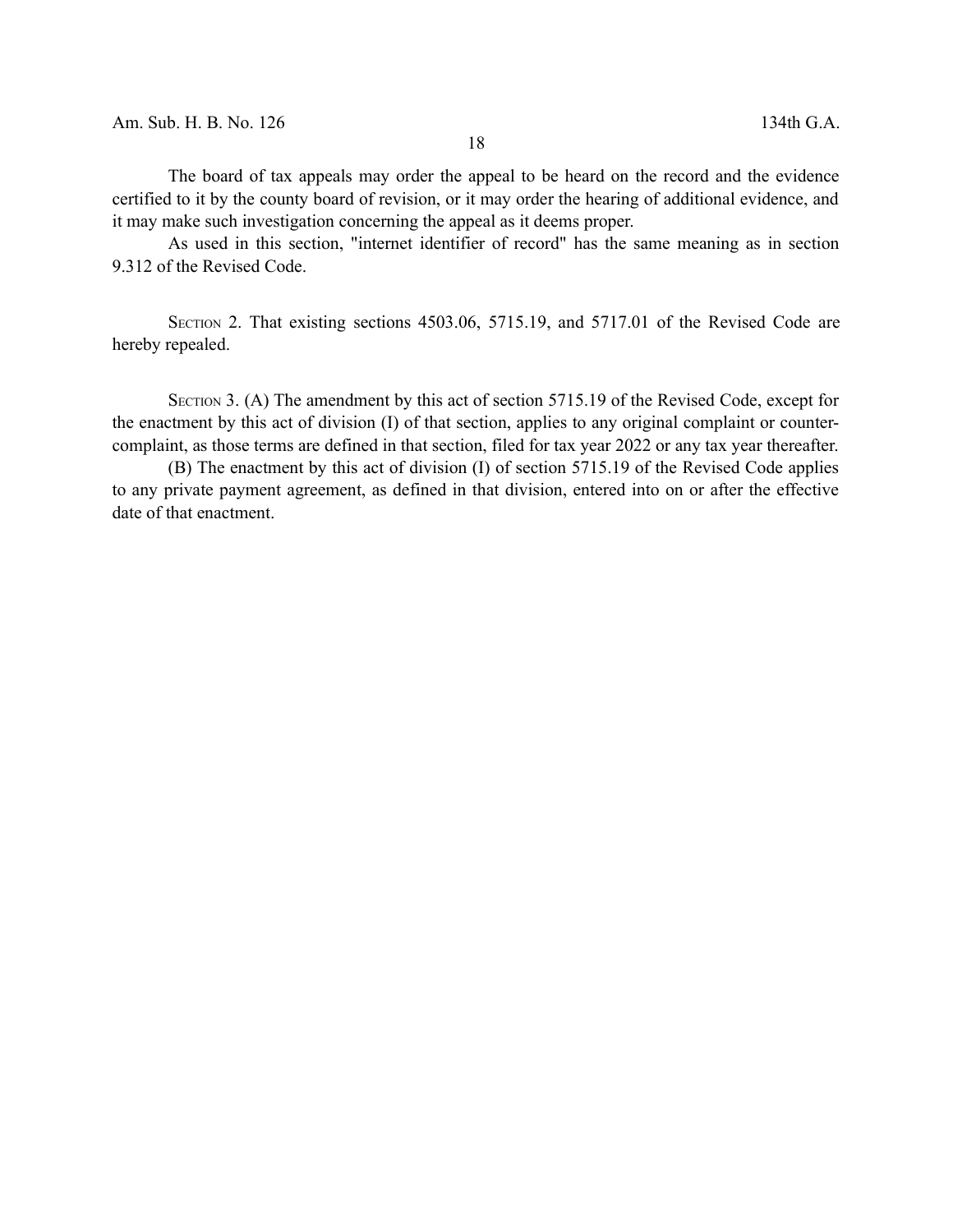The board of tax appeals may order the appeal to be heard on the record and the evidence certified to it by the county board of revision, or it may order the hearing of additional evidence, and it may make such investigation concerning the appeal as it deems proper.

As used in this section, "internet identifier of record" has the same meaning as in section 9.312 of the Revised Code.

SECTION 2. That existing sections 4503.06, 5715.19, and 5717.01 of the Revised Code are hereby repealed.

SECTION 3. (A) The amendment by this act of section 5715.19 of the Revised Code, except for the enactment by this act of division (I) of that section, applies to any original complaint or counter-complaint, as those terms are defined in that section, filed for tax year 2022 or any tax year thereafter.

(B) The enactment by this act of division (I) of section 5715.19 of the Revised Code applies to any private payment agreement, as defined in that division, entered into on or after the effective date of that enactment.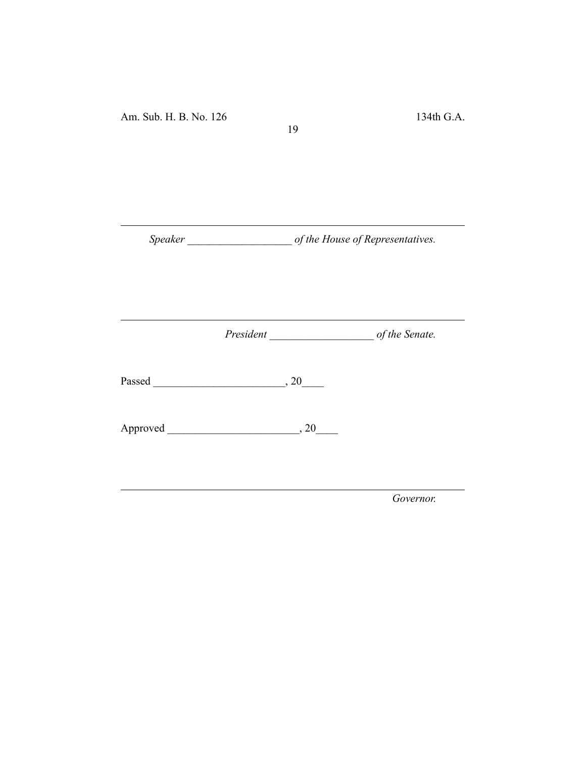---

*Speaker* ___________________ *of the House of Representatives.*

---

*President* ___________________ *of the Senate.*

Passed ________________________, 20____

Approved ________________________, 20____

---

*Governor.*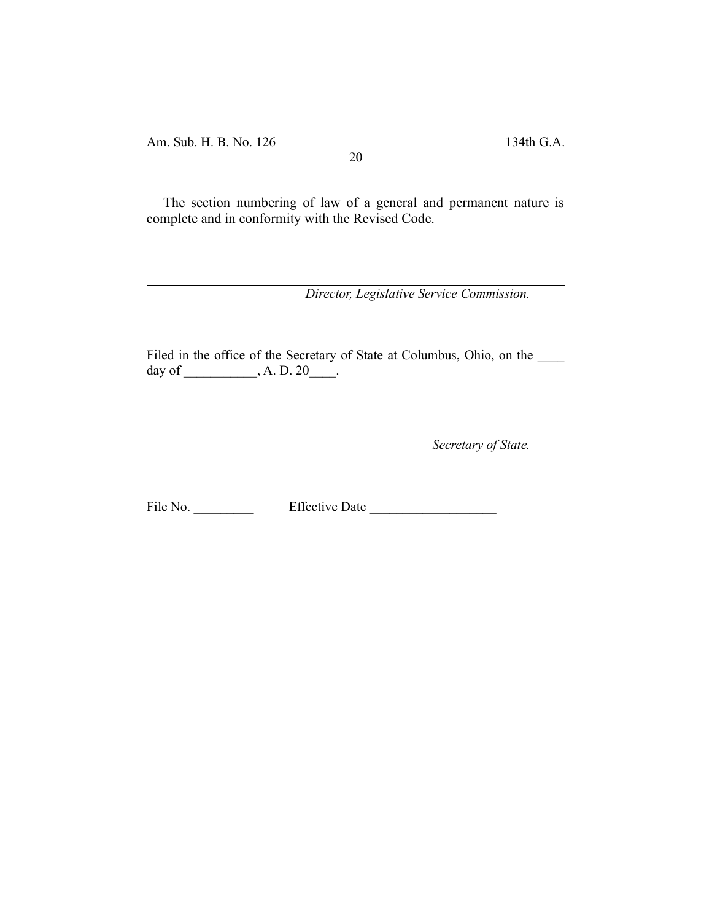The section numbering of law of a general and permanent nature is complete and in conformity with the Revised Code.

______________________________________________________
*Director, Legislative Service Commission.*

Filed in the office of the Secretary of State at Columbus, Ohio, on the ____ day of ___________, A. D. 20____.

______________________________________________________
*Secretary of State.*

File No. _________ Effective Date ___________________